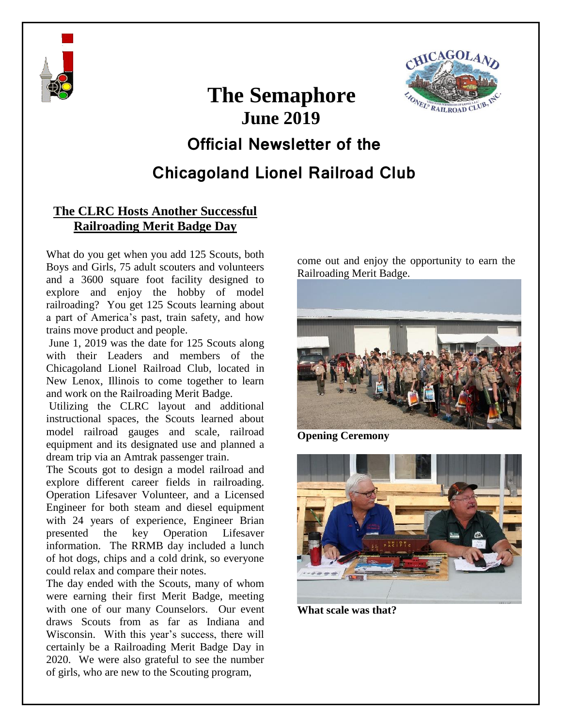# The Semaphore

## June 2019

## Official Newsletter of the Chicagoland Lionel Railroad Club

### The CLRC Hosts Another Successful Railroading Merit Badge Day

What do you get when you add 125 Scouts, both Boys and Girls, 75 adult scouters and volunteers and a 3600 square foot facility designed to explore and enjoy the hobby of model railroading? You get 125 Scouts learning about a part of America's past, train safety, and how trains move product and people.

June 1, 2019 was the date for 125 Scouts along with their Leaders and members of the Chicagoland Lionel Railroad Club, located in New Lenox, Illinois to come together to learn and work on the Railroading Merit Badge.

Utilizing the CLRC layout and additional instructional spaces, the Scouts learned about model railroad gauges and scale, railroad equipment and its designated use and planned a dream trip via an Amtrak passenger train.

The Scouts got to design a model railroad and explore different career fields in railroading. Operation Lifesaver Volunteer, and a Licensed Engineer for both steam and diesel equipment with 24 years of experience, Engineer Brian presented the key Operation Lifesaver information. The RRMB day included a lunch of hot dogs, chips and a cold drink, so everyone could relax and compare their notes.

The day ended with the Scouts, many of whom were earning their first Merit Badge, meeting with one of our many Counselors. Our event draws Scouts from as far as Indiana and Wisconsin. With this year's success, there will certainly be a Railroading Merit Badge Day in 2020. We were also grateful to see the number of girls, who are new to the Scouting program, come out and enjoy the opportunity to earn the Railroading Merit Badge.

**Opening Ceremony**

**What scale was that?**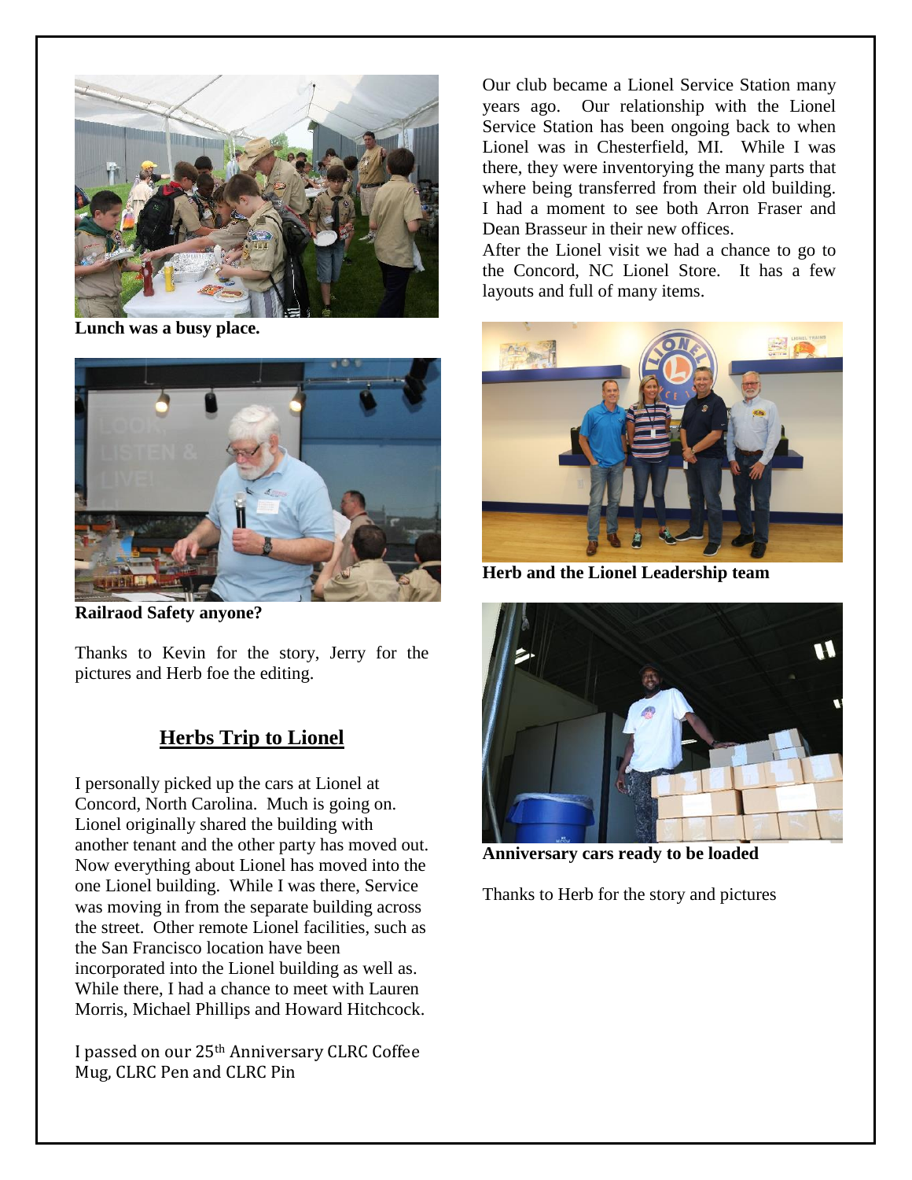**Lunch was a busy place.**

**Railraod Safety anyone?**

Thanks to Kevin for the story, Jerry for the pictures and Herb foe the editing.

## Herbs Trip to Lionel

I personally picked up the cars at Lionel at Concord, North Carolina. Much is going on. Lionel originally shared the building with another tenant and the other party has moved out. Now everything about Lionel has moved into the one Lionel building. While I was there, Service was moving in from the separate building across the street. Other remote Lionel facilities, such as the San Francisco location have been incorporated into the Lionel building as well as. While there, I had a chance to meet with Lauren Morris, Michael Phillips and Howard Hitchcock.

I passed on our 25th Anniversary CLRC Coffee Mug, CLRC Pen and CLRC Pin

Our club became a Lionel Service Station many years ago. Our relationship with the Lionel Service Station has been ongoing back to when Lionel was in Chesterfield, MI. While I was there, they were inventorying the many parts that where being transferred from their old building. I had a moment to see both Arron Fraser and Dean Brasseur in their new offices.

After the Lionel visit we had a chance to go to the Concord, NC Lionel Store. It has a few layouts and full of many items.

**Herb and the Lionel Leadership team**

**Anniversary cars ready to be loaded**

Thanks to Herb for the story and pictures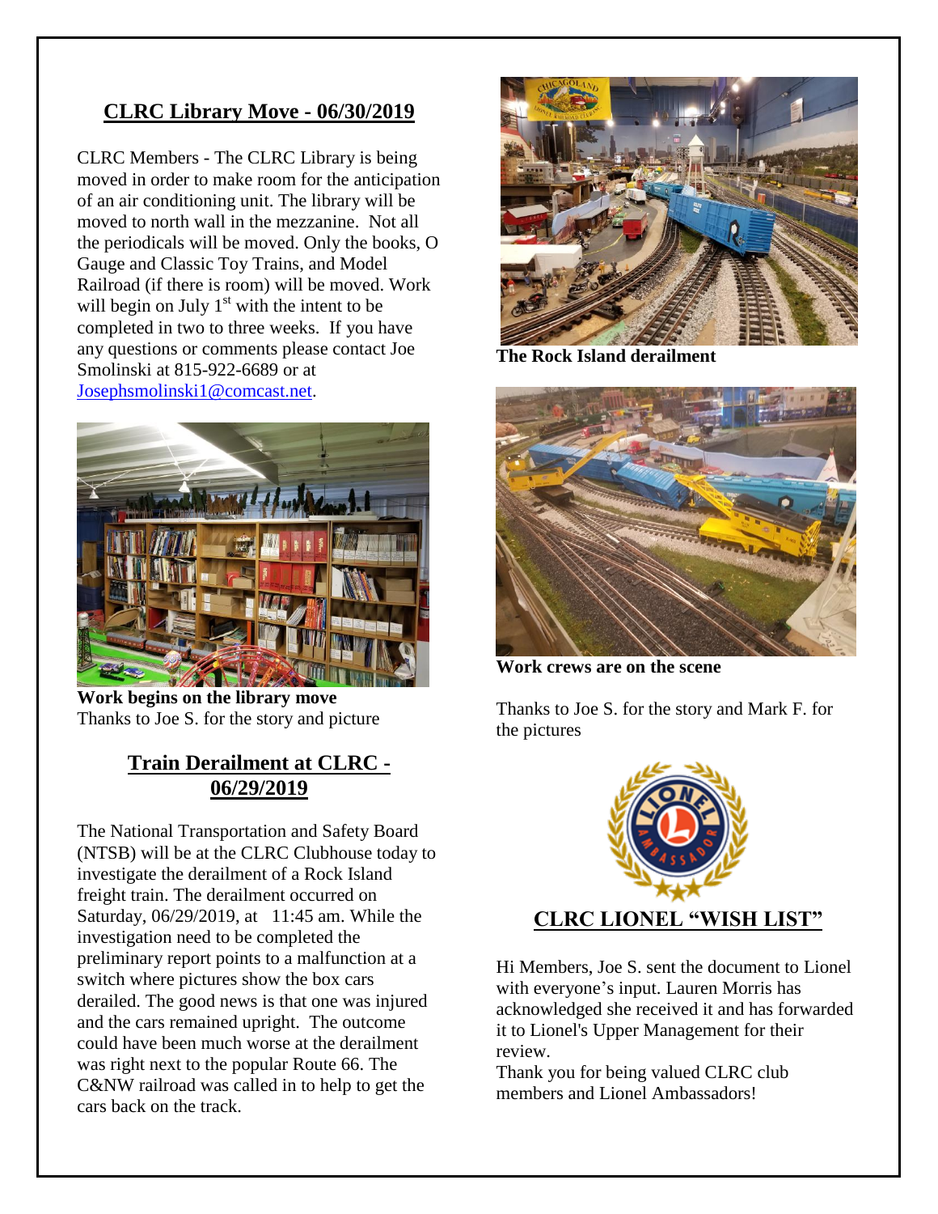## CLRC Library Move - 06/30/2019

CLRC Members - The CLRC Library is being moved in order to make room for the anticipation of an air conditioning unit. The library will be moved to north wall in the mezzanine. Not all the periodicals will be moved. Only the books, O Gauge and Classic Toy Trains, and Model Railroad (if there is room) will be moved. Work will begin on July 1st with the intent to be completed in two to three weeks. If you have any questions or comments please contact Joe Smolinski at 815-922-6689 or at Josephsmolinski1@comcast.net.

**Work begins on the library move**
Thanks to Joe S. for the story and picture

## Train Derailment at CLRC - 06/29/2019

The National Transportation and Safety Board (NTSB) will be at the CLRC Clubhouse today to investigate the derailment of a Rock Island freight train. The derailment occurred on Saturday, 06/29/2019, at 11:45 am. While the investigation need to be completed the preliminary report points to a malfunction at a switch where pictures show the box cars derailed. The good news is that one was injured and the cars remained upright. The outcome could have been much worse at the derailment was right next to the popular Route 66. The C&NW railroad was called in to help to get the cars back on the track.

**The Rock Island derailment**

**Work crews are on the scene**

Thanks to Joe S. for the story and Mark F. for the pictures

## CLRC LIONEL "WISH LIST"

Hi Members, Joe S. sent the document to Lionel with everyone's input. Lauren Morris has acknowledged she received it and has forwarded it to Lionel's Upper Management for their review.
Thank you for being valued CLRC club members and Lionel Ambassadors!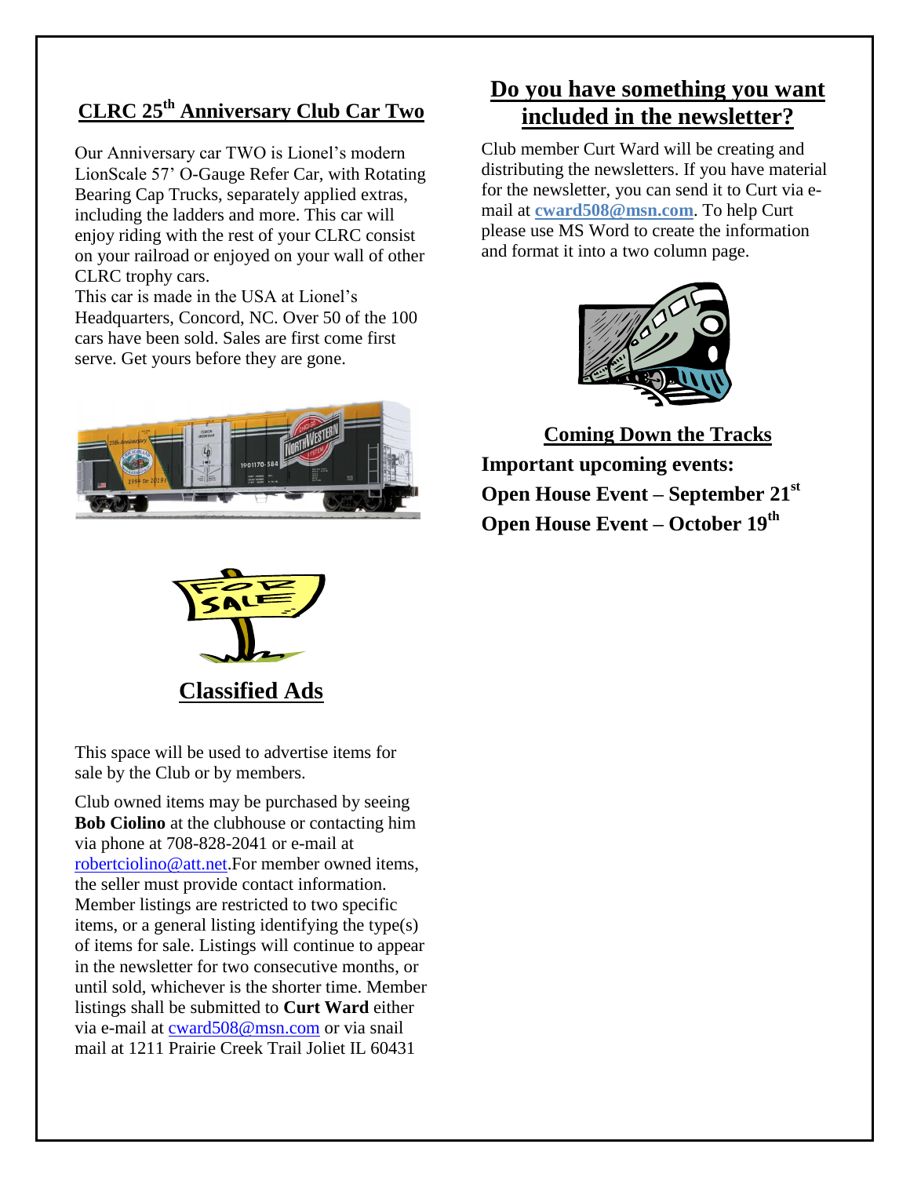## CLRC 25th Anniversary Club Car Two

Our Anniversary car TWO is Lionel's modern LionScale 57' O-Gauge Refer Car, with Rotating Bearing Cap Trucks, separately applied extras, including the ladders and more. This car will enjoy riding with the rest of your CLRC consist on your railroad or enjoyed on your wall of other CLRC trophy cars.

This car is made in the USA at Lionel's Headquarters, Concord, NC. Over 50 of the 100 cars have been sold. Sales are first come first serve. Get yours before they are gone.

## Classified Ads

This space will be used to advertise items for sale by the Club or by members.

Club owned items may be purchased by seeing **Bob Ciolino** at the clubhouse or contacting him via phone at 708-828-2041 or e-mail at robertciolino@att.net.For member owned items, the seller must provide contact information. Member listings are restricted to two specific items, or a general listing identifying the type(s) of items for sale. Listings will continue to appear in the newsletter for two consecutive months, or until sold, whichever is the shorter time. Member listings shall be submitted to **Curt Ward** either via e-mail at cward508@msn.com or via snail mail at 1211 Prairie Creek Trail Joliet IL 60431

## Do you have something you want included in the newsletter?

Club member Curt Ward will be creating and distributing the newsletters. If you have material for the newsletter, you can send it to Curt via e-mail at **cward508@msn.com**. To help Curt please use MS Word to create the information and format it into a two column page.

### Coming Down the Tracks

**Important upcoming events:**

**Open House Event – September 21st**

**Open House Event – October 19th**